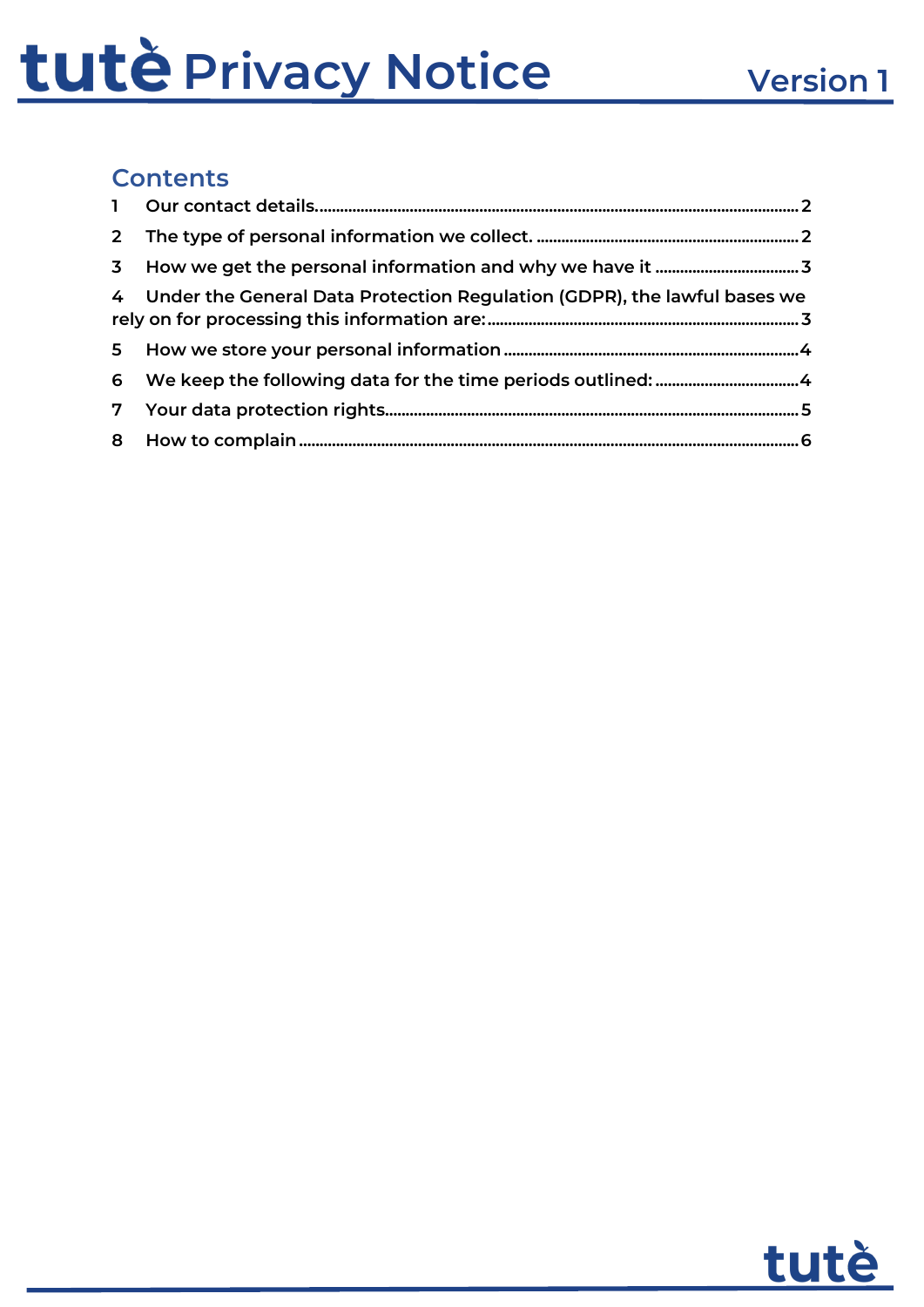# tutè Privacy Notice

Version 1

## Contents

1 Our contact details. 2

2 The type of personal information we collect. 2

3 How we get the personal information and why we have it 3

4 Under the General Data Protection Regulation (GDPR), the lawful bases we rely on for processing this information are: 3

5 How we store your personal information 4

6 We keep the following data for the time periods outlined: 4

7 Your data protection rights. 5

8 How to complain 6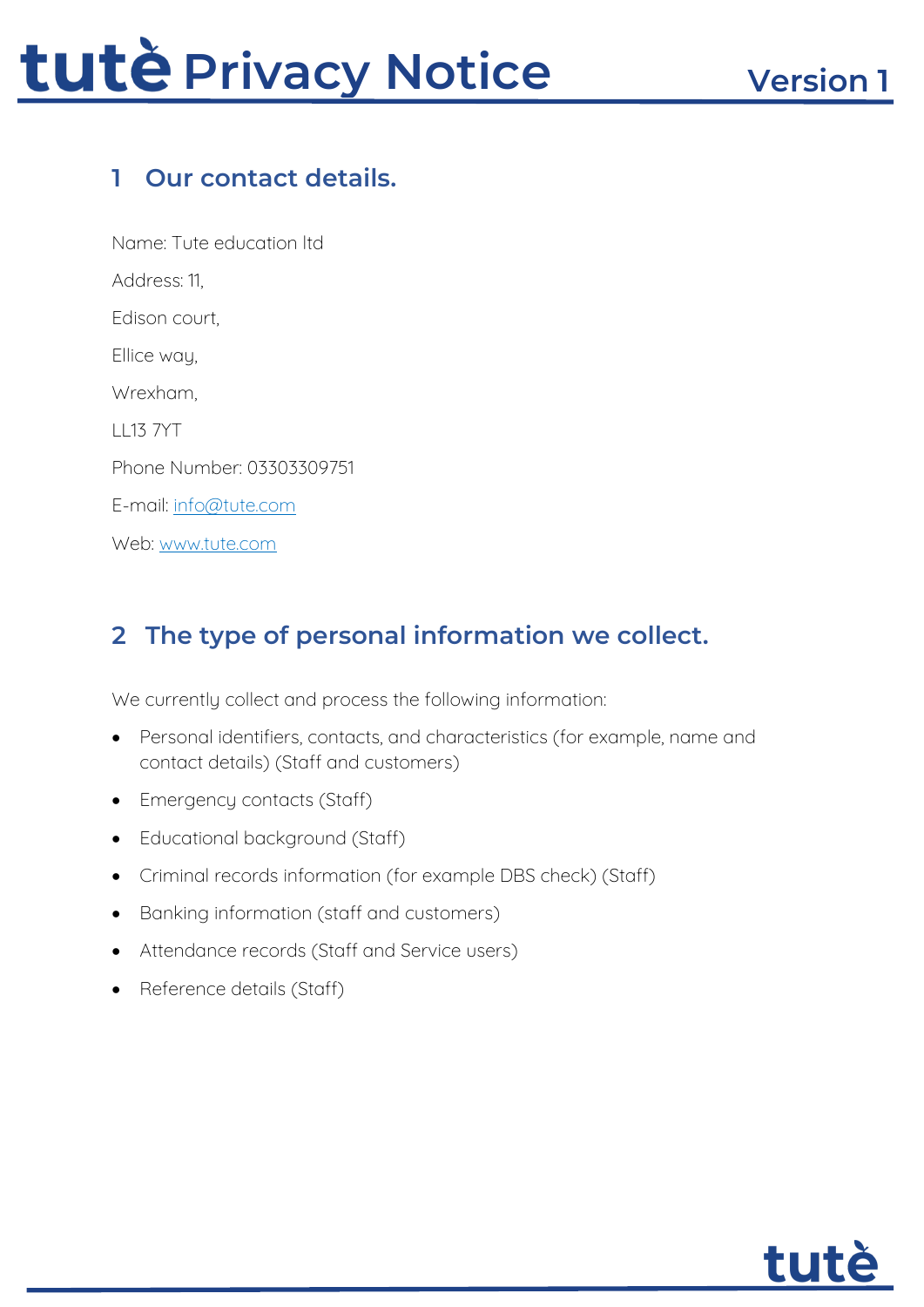## 1 Our contact details.

Name: Tute education ltd

Address: 11,

Edison court,

Ellice way,

Wrexham,

LL13 7YT

Phone Number: 03303309751

E-mail: info@tute.com

Web: www.tute.com

## 2 The type of personal information we collect.

We currently collect and process the following information:

- Personal identifiers, contacts, and characteristics (for example, name and contact details) (Staff and customers)
- Emergency contacts (Staff)
- Educational background (Staff)
- Criminal records information (for example DBS check) (Staff)
- Banking information (staff and customers)
- Attendance records (Staff and Service users)
- Reference details (Staff)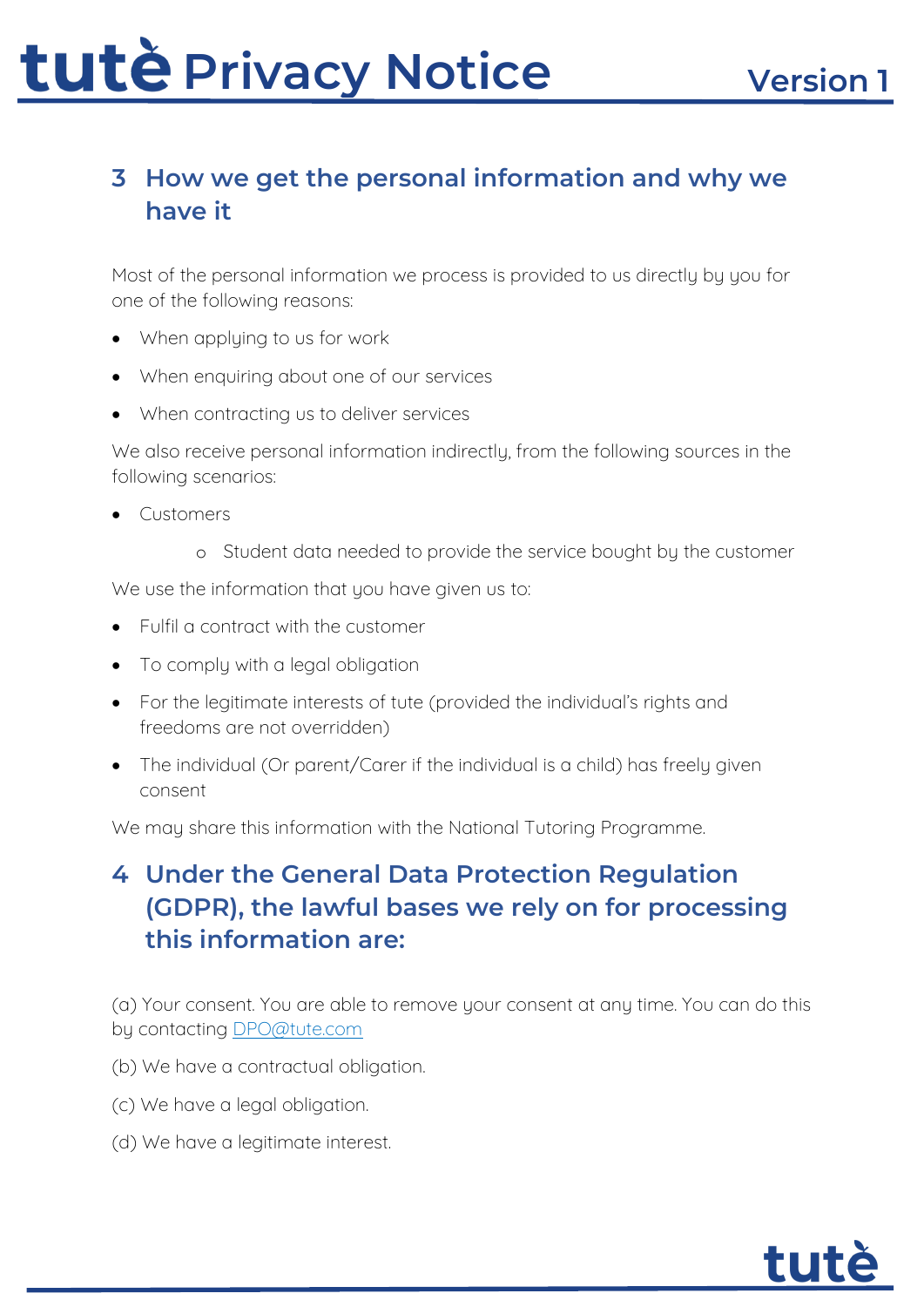## 3 How we get the personal information and why we have it

Most of the personal information we process is provided to us directly by you for one of the following reasons:

- When applying to us for work
- When enquiring about one of our services
- When contracting us to deliver services

We also receive personal information indirectly, from the following sources in the following scenarios:

- Customers
    - Student data needed to provide the service bought by the customer

We use the information that you have given us to:

- Fulfil a contract with the customer
- To comply with a legal obligation
- For the legitimate interests of tute (provided the individual's rights and freedoms are not overridden)
- The individual (Or parent/Carer if the individual is a child) has freely given consent

We may share this information with the National Tutoring Programme.

## 4 Under the General Data Protection Regulation (GDPR), the lawful bases we rely on for processing this information are:

(a) Your consent. You are able to remove your consent at any time. You can do this by contacting DPO@tute.com

(b) We have a contractual obligation.

(c) We have a legal obligation.

(d) We have a legitimate interest.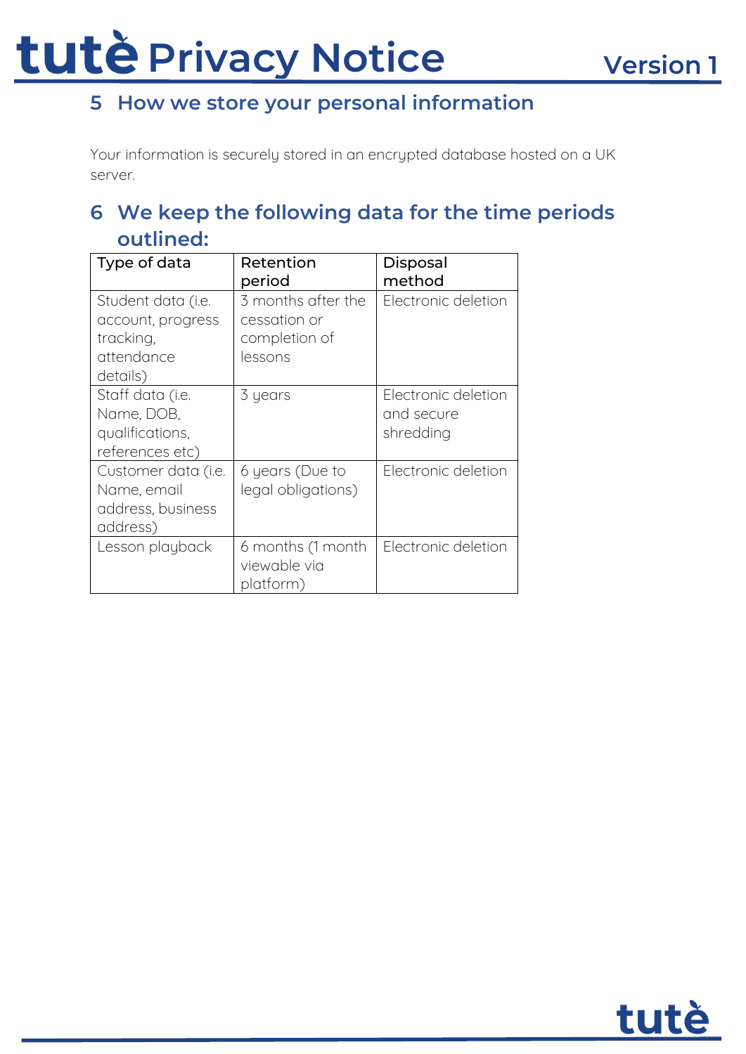## 5 How we store your personal information

Your information is securely stored in an encrypted database hosted on a UK server.

## 6 We keep the following data for the time periods outlined:

| Type of data | Retention period | Disposal method |
| --- | --- | --- |
| Student data (i.e. account, progress tracking, attendance details) | 3 months after the cessation or completion of lessons | Electronic deletion |
| Staff data (i.e. Name, DOB, qualifications, references etc) | 3 years | Electronic deletion and secure shredding |
| Customer data (i.e. Name, email address, business address) | 6 years (Due to legal obligations) | Electronic deletion |
| Lesson playback | 6 months (1 month viewable via platform) | Electronic deletion |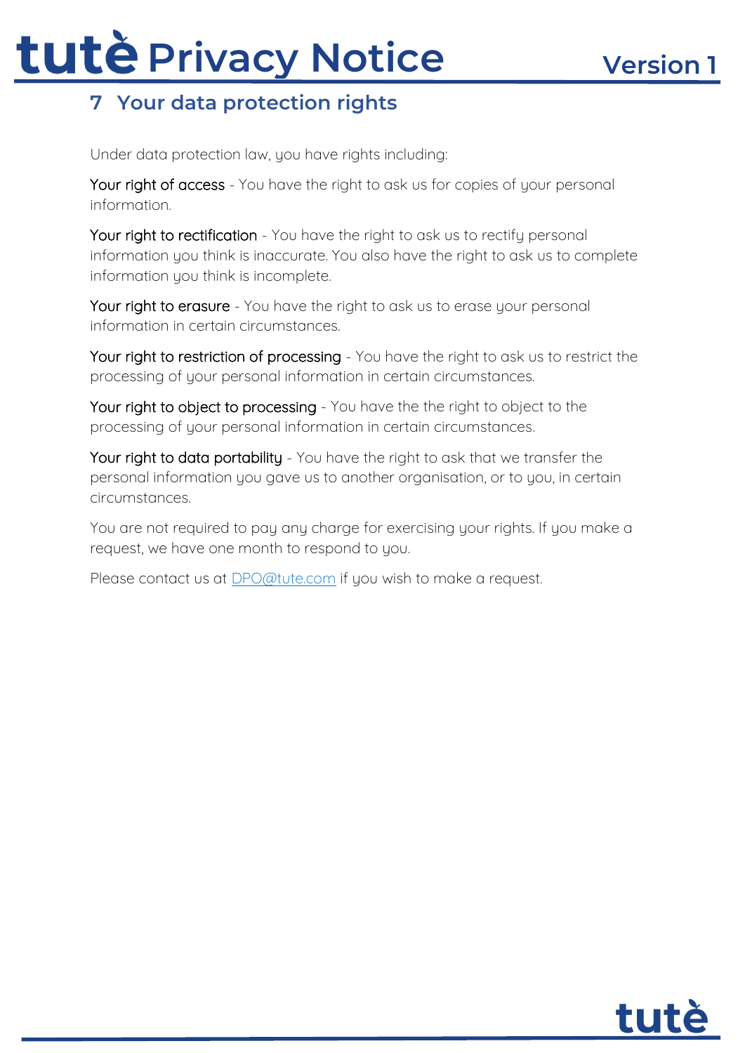## 7 Your data protection rights

Under data protection law, you have rights including:

Your right of access - You have the right to ask us for copies of your personal information.

Your right to rectification - You have the right to ask us to rectify personal information you think is inaccurate. You also have the right to ask us to complete information you think is incomplete.

Your right to erasure - You have the right to ask us to erase your personal information in certain circumstances.

Your right to restriction of processing - You have the right to ask us to restrict the processing of your personal information in certain circumstances.

Your right to object to processing - You have the the right to object to the processing of your personal information in certain circumstances.

Your right to data portability - You have the right to ask that we transfer the personal information you gave us to another organisation, or to you, in certain circumstances.

You are not required to pay any charge for exercising your rights. If you make a request, we have one month to respond to you.

Please contact us at DPO@tute.com if you wish to make a request.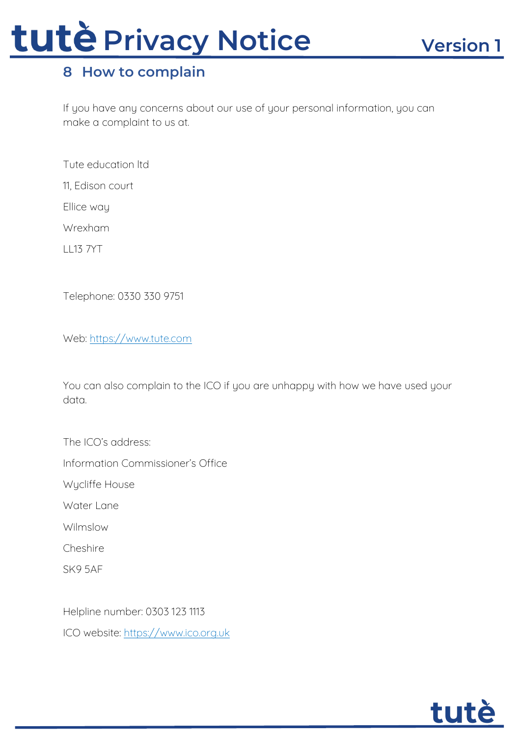## 8 How to complain

If you have any concerns about our use of your personal information, you can make a complaint to us at.

Tute education ltd

11, Edison court

Ellice way

Wrexham

LL13 7YT

Telephone: 0330 330 9751

Web: https://www.tute.com

You can also complain to the ICO if you are unhappy with how we have used your data.

The ICO's address:

Information Commissioner's Office

Wycliffe House

Water Lane

Wilmslow

Cheshire

SK9 5AF

Helpline number: 0303 123 1113

ICO website: https://www.ico.org.uk